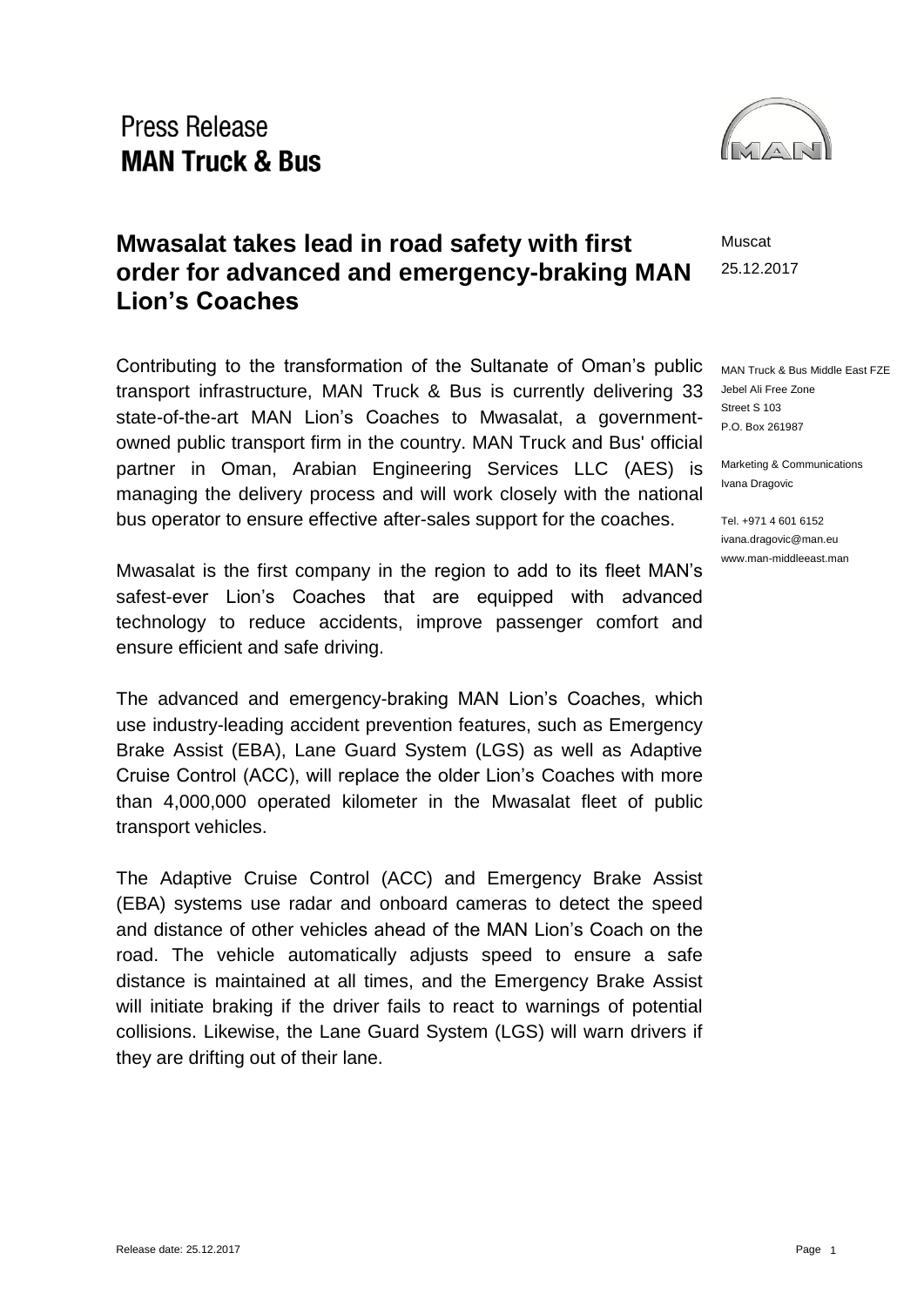Press Release
**MAN Truck & Bus**

# Mwasalat takes lead in road safety with first order for advanced and emergency-braking MAN Lion's Coaches

Muscat
25.12.2017

MAN Truck & Bus Middle East FZE
Jebel Ali Free Zone
Street S 103
P.O. Box 261987

Marketing & Communications
Ivana Dragovic

Tel. +971 4 601 6152
ivana.dragovic@man.eu
www.man-middleeast.man

Contributing to the transformation of the Sultanate of Oman's public transport infrastructure, MAN Truck & Bus is currently delivering 33 state-of-the-art MAN Lion's Coaches to Mwasalat, a government-owned public transport firm in the country. MAN Truck and Bus' official partner in Oman, Arabian Engineering Services LLC (AES) is managing the delivery process and will work closely with the national bus operator to ensure effective after-sales support for the coaches.

Mwasalat is the first company in the region to add to its fleet MAN's safest-ever Lion's Coaches that are equipped with advanced technology to reduce accidents, improve passenger comfort and ensure efficient and safe driving.

The advanced and emergency-braking MAN Lion's Coaches, which use industry-leading accident prevention features, such as Emergency Brake Assist (EBA), Lane Guard System (LGS) as well as Adaptive Cruise Control (ACC), will replace the older Lion's Coaches with more than 4,000,000 operated kilometer in the Mwasalat fleet of public transport vehicles.

The Adaptive Cruise Control (ACC) and Emergency Brake Assist (EBA) systems use radar and onboard cameras to detect the speed and distance of other vehicles ahead of the MAN Lion's Coach on the road. The vehicle automatically adjusts speed to ensure a safe distance is maintained at all times, and the Emergency Brake Assist will initiate braking if the driver fails to react to warnings of potential collisions. Likewise, the Lane Guard System (LGS) will warn drivers if they are drifting out of their lane.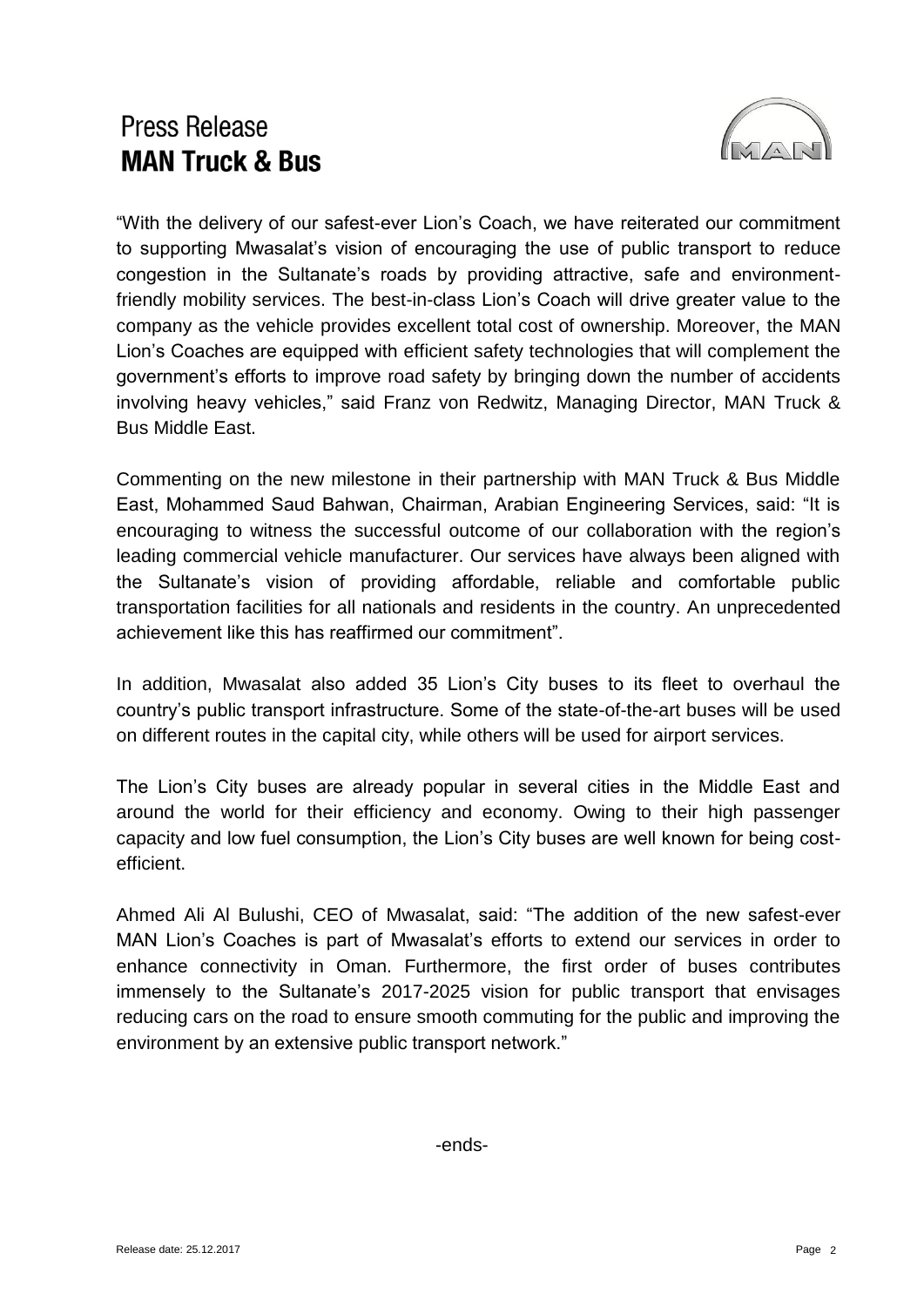"With the delivery of our safest-ever Lion's Coach, we have reiterated our commitment to supporting Mwasalat's vision of encouraging the use of public transport to reduce congestion in the Sultanate's roads by providing attractive, safe and environment-friendly mobility services. The best-in-class Lion's Coach will drive greater value to the company as the vehicle provides excellent total cost of ownership. Moreover, the MAN Lion's Coaches are equipped with efficient safety technologies that will complement the government's efforts to improve road safety by bringing down the number of accidents involving heavy vehicles," said Franz von Redwitz, Managing Director, MAN Truck & Bus Middle East.

Commenting on the new milestone in their partnership with MAN Truck & Bus Middle East, Mohammed Saud Bahwan, Chairman, Arabian Engineering Services, said: "It is encouraging to witness the successful outcome of our collaboration with the region's leading commercial vehicle manufacturer. Our services have always been aligned with the Sultanate's vision of providing affordable, reliable and comfortable public transportation facilities for all nationals and residents in the country. An unprecedented achievement like this has reaffirmed our commitment".

In addition, Mwasalat also added 35 Lion's City buses to its fleet to overhaul the country's public transport infrastructure. Some of the state-of-the-art buses will be used on different routes in the capital city, while others will be used for airport services.

The Lion's City buses are already popular in several cities in the Middle East and around the world for their efficiency and economy. Owing to their high passenger capacity and low fuel consumption, the Lion's City buses are well known for being cost-efficient.

Ahmed Ali Al Bulushi, CEO of Mwasalat, said: "The addition of the new safest-ever MAN Lion's Coaches is part of Mwasalat's efforts to extend our services in order to enhance connectivity in Oman. Furthermore, the first order of buses contributes immensely to the Sultanate's 2017-2025 vision for public transport that envisages reducing cars on the road to ensure smooth commuting for the public and improving the environment by an extensive public transport network."

-ends-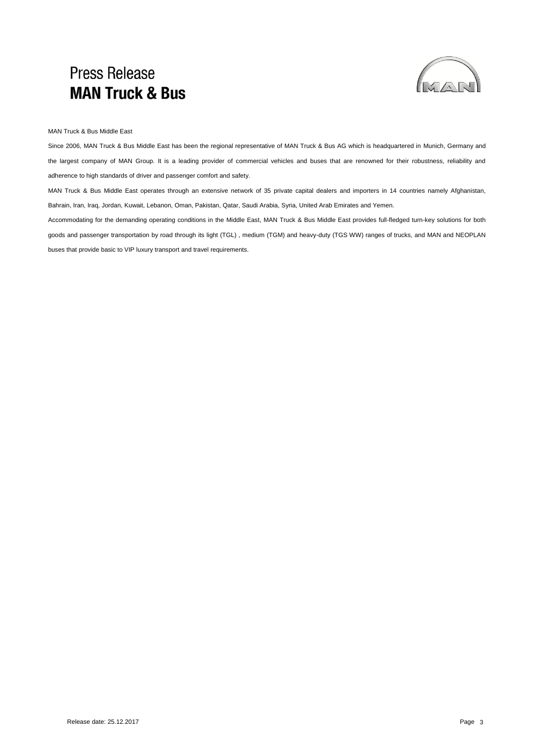MAN Truck & Bus Middle East

Since 2006, MAN Truck & Bus Middle East has been the regional representative of MAN Truck & Bus AG which is headquartered in Munich, Germany and the largest company of MAN Group. It is a leading provider of commercial vehicles and buses that are renowned for their robustness, reliability and adherence to high standards of driver and passenger comfort and safety.

MAN Truck & Bus Middle East operates through an extensive network of 35 private capital dealers and importers in 14 countries namely Afghanistan, Bahrain, Iran, Iraq, Jordan, Kuwait, Lebanon, Oman, Pakistan, Qatar, Saudi Arabia, Syria, United Arab Emirates and Yemen.

Accommodating for the demanding operating conditions in the Middle East, MAN Truck & Bus Middle East provides full-fledged turn-key solutions for both goods and passenger transportation by road through its light (TGL) , medium (TGM) and heavy-duty (TGS WW) ranges of trucks, and MAN and NEOPLAN buses that provide basic to VIP luxury transport and travel requirements.